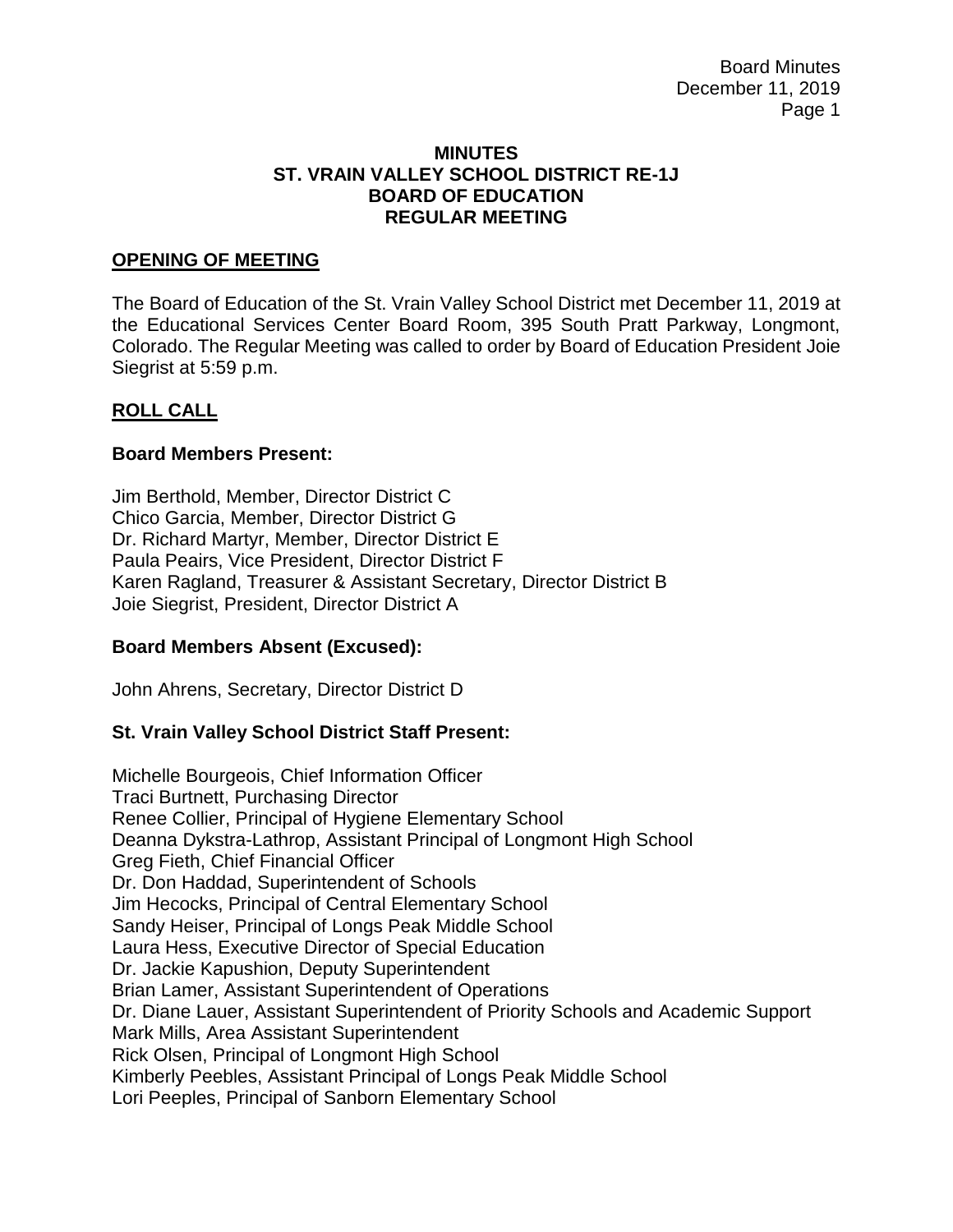# MINUTES
# ST. VRAIN VALLEY SCHOOL DISTRICT RE-1J
# BOARD OF EDUCATION
# REGULAR MEETING

## OPENING OF MEETING

The Board of Education of the St. Vrain Valley School District met December 11, 2019 at the Educational Services Center Board Room, 395 South Pratt Parkway, Longmont, Colorado. The Regular Meeting was called to order by Board of Education President Joie Siegrist at 5:59 p.m.

## ROLL CALL

### Board Members Present:

Jim Berthold, Member, Director District C
Chico Garcia, Member, Director District G
Dr. Richard Martyr, Member, Director District E
Paula Peairs, Vice President, Director District F
Karen Ragland, Treasurer & Assistant Secretary, Director District B
Joie Siegrist, President, Director District A

### Board Members Absent (Excused):

John Ahrens, Secretary, Director District D

### St. Vrain Valley School District Staff Present:

Michelle Bourgeois, Chief Information Officer
Traci Burtnett, Purchasing Director
Renee Collier, Principal of Hygiene Elementary School
Deanna Dykstra-Lathrop, Assistant Principal of Longmont High School
Greg Fieth, Chief Financial Officer
Dr. Don Haddad, Superintendent of Schools
Jim Hecocks, Principal of Central Elementary School
Sandy Heiser, Principal of Longs Peak Middle School
Laura Hess, Executive Director of Special Education
Dr. Jackie Kapushion, Deputy Superintendent
Brian Lamer, Assistant Superintendent of Operations
Dr. Diane Lauer, Assistant Superintendent of Priority Schools and Academic Support
Mark Mills, Area Assistant Superintendent
Rick Olsen, Principal of Longmont High School
Kimberly Peebles, Assistant Principal of Longs Peak Middle School
Lori Peeples, Principal of Sanborn Elementary School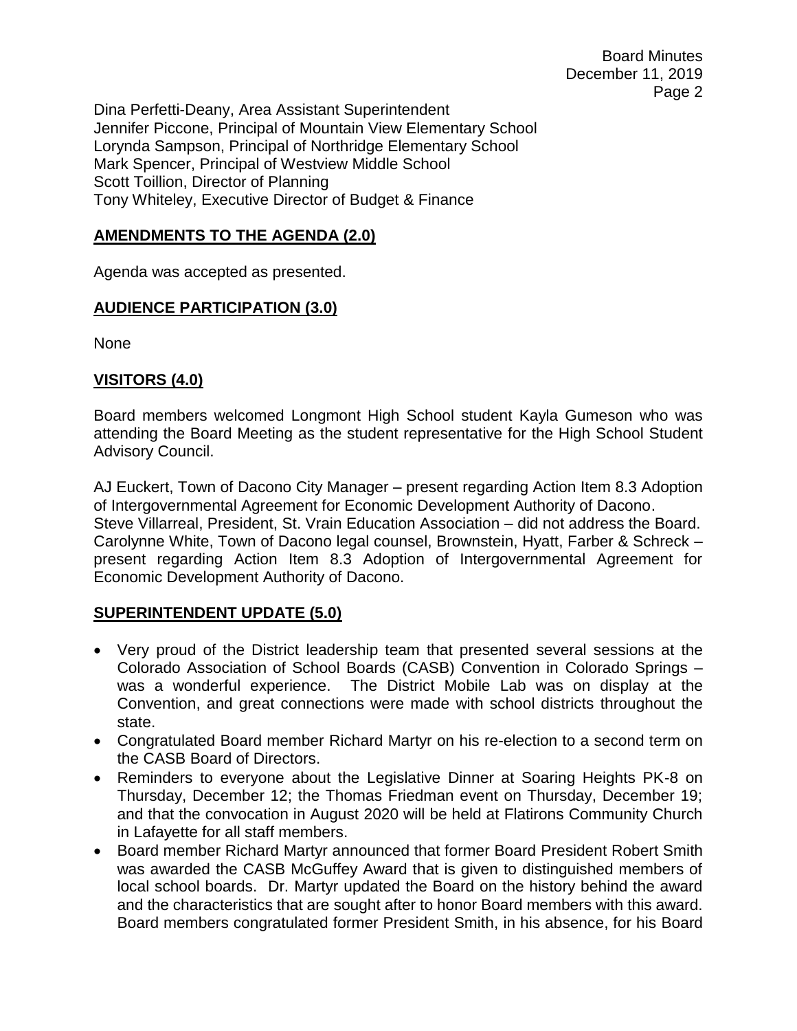Dina Perfetti-Deany, Area Assistant Superintendent
Jennifer Piccone, Principal of Mountain View Elementary School
Lorynda Sampson, Principal of Northridge Elementary School
Mark Spencer, Principal of Westview Middle School
Scott Toillion, Director of Planning
Tony Whiteley, Executive Director of Budget & Finance

## AMENDMENTS TO THE AGENDA (2.0)

Agenda was accepted as presented.

## AUDIENCE PARTICIPATION (3.0)

None

## VISITORS (4.0)

Board members welcomed Longmont High School student Kayla Gumeson who was attending the Board Meeting as the student representative for the High School Student Advisory Council.

AJ Euckert, Town of Dacono City Manager – present regarding Action Item 8.3 Adoption of Intergovernmental Agreement for Economic Development Authority of Dacono.
Steve Villarreal, President, St. Vrain Education Association – did not address the Board.
Carolynne White, Town of Dacono legal counsel, Brownstein, Hyatt, Farber & Schreck – present regarding Action Item 8.3 Adoption of Intergovernmental Agreement for Economic Development Authority of Dacono.

## SUPERINTENDENT UPDATE (5.0)

- Very proud of the District leadership team that presented several sessions at the Colorado Association of School Boards (CASB) Convention in Colorado Springs – was a wonderful experience. The District Mobile Lab was on display at the Convention, and great connections were made with school districts throughout the state.
- Congratulated Board member Richard Martyr on his re-election to a second term on the CASB Board of Directors.
- Reminders to everyone about the Legislative Dinner at Soaring Heights PK-8 on Thursday, December 12; the Thomas Friedman event on Thursday, December 19; and that the convocation in August 2020 will be held at Flatirons Community Church in Lafayette for all staff members.
- Board member Richard Martyr announced that former Board President Robert Smith was awarded the CASB McGuffey Award that is given to distinguished members of local school boards. Dr. Martyr updated the Board on the history behind the award and the characteristics that are sought after to honor Board members with this award. Board members congratulated former President Smith, in his absence, for his Board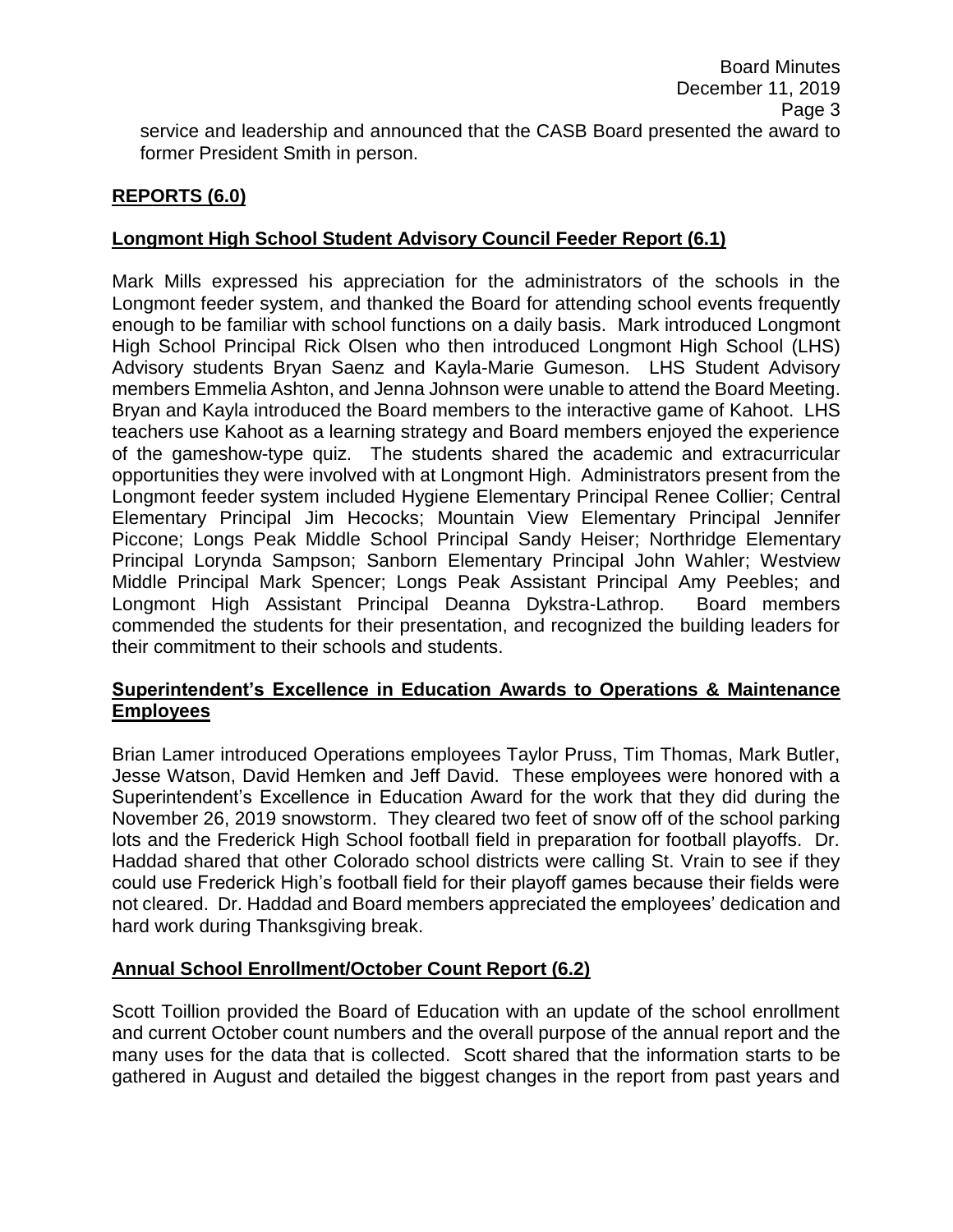service and leadership and announced that the CASB Board presented the award to former President Smith in person.

## REPORTS (6.0)

### Longmont High School Student Advisory Council Feeder Report (6.1)

Mark Mills expressed his appreciation for the administrators of the schools in the Longmont feeder system, and thanked the Board for attending school events frequently enough to be familiar with school functions on a daily basis. Mark introduced Longmont High School Principal Rick Olsen who then introduced Longmont High School (LHS) Advisory students Bryan Saenz and Kayla-Marie Gumeson. LHS Student Advisory members Emmelia Ashton, and Jenna Johnson were unable to attend the Board Meeting. Bryan and Kayla introduced the Board members to the interactive game of Kahoot. LHS teachers use Kahoot as a learning strategy and Board members enjoyed the experience of the gameshow-type quiz. The students shared the academic and extracurricular opportunities they were involved with at Longmont High. Administrators present from the Longmont feeder system included Hygiene Elementary Principal Renee Collier; Central Elementary Principal Jim Hecocks; Mountain View Elementary Principal Jennifer Piccone; Longs Peak Middle School Principal Sandy Heiser; Northridge Elementary Principal Lorynda Sampson; Sanborn Elementary Principal John Wahler; Westview Middle Principal Mark Spencer; Longs Peak Assistant Principal Amy Peebles; and Longmont High Assistant Principal Deanna Dykstra-Lathrop. Board members commended the students for their presentation, and recognized the building leaders for their commitment to their schools and students.

### Superintendent's Excellence in Education Awards to Operations & Maintenance Employees

Brian Lamer introduced Operations employees Taylor Pruss, Tim Thomas, Mark Butler, Jesse Watson, David Hemken and Jeff David. These employees were honored with a Superintendent's Excellence in Education Award for the work that they did during the November 26, 2019 snowstorm. They cleared two feet of snow off of the school parking lots and the Frederick High School football field in preparation for football playoffs. Dr. Haddad shared that other Colorado school districts were calling St. Vrain to see if they could use Frederick High's football field for their playoff games because their fields were not cleared. Dr. Haddad and Board members appreciated the employees' dedication and hard work during Thanksgiving break.

### Annual School Enrollment/October Count Report (6.2)

Scott Toillion provided the Board of Education with an update of the school enrollment and current October count numbers and the overall purpose of the annual report and the many uses for the data that is collected. Scott shared that the information starts to be gathered in August and detailed the biggest changes in the report from past years and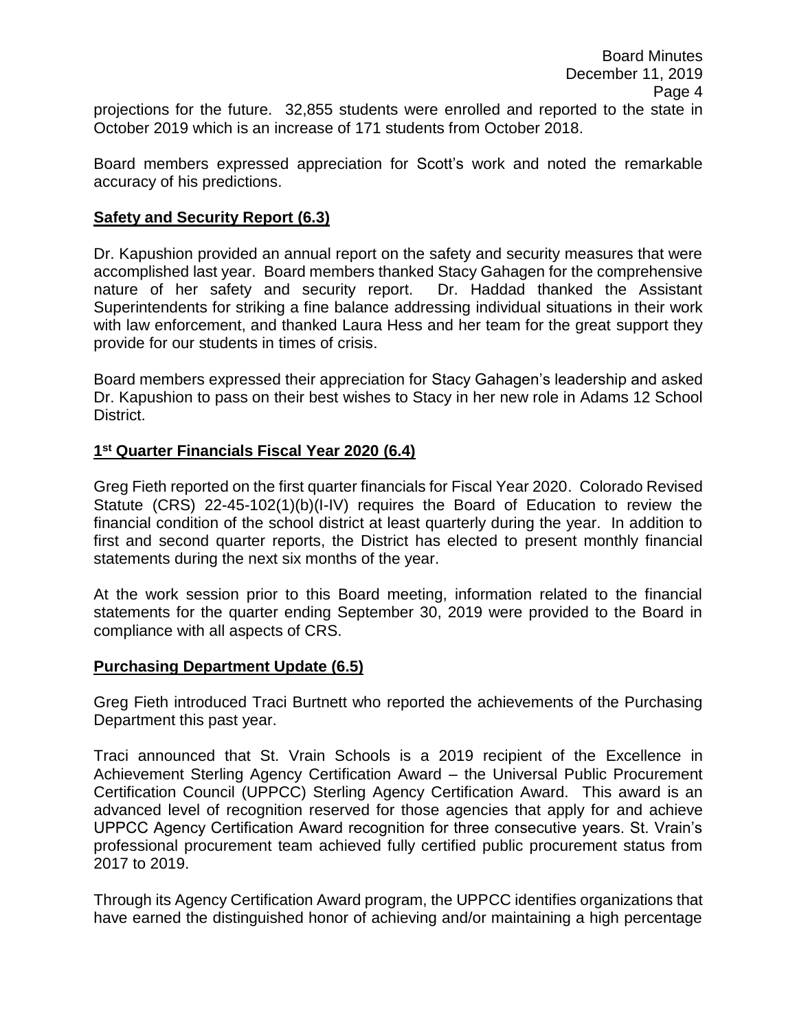projections for the future. 32,855 students were enrolled and reported to the state in October 2019 which is an increase of 171 students from October 2018.

Board members expressed appreciation for Scott's work and noted the remarkable accuracy of his predictions.

## Safety and Security Report (6.3)

Dr. Kapushion provided an annual report on the safety and security measures that were accomplished last year. Board members thanked Stacy Gahagen for the comprehensive nature of her safety and security report. Dr. Haddad thanked the Assistant Superintendents for striking a fine balance addressing individual situations in their work with law enforcement, and thanked Laura Hess and her team for the great support they provide for our students in times of crisis.

Board members expressed their appreciation for Stacy Gahagen's leadership and asked Dr. Kapushion to pass on their best wishes to Stacy in her new role in Adams 12 School District.

## 1st Quarter Financials Fiscal Year 2020 (6.4)

Greg Fieth reported on the first quarter financials for Fiscal Year 2020. Colorado Revised Statute (CRS) 22-45-102(1)(b)(I-IV) requires the Board of Education to review the financial condition of the school district at least quarterly during the year. In addition to first and second quarter reports, the District has elected to present monthly financial statements during the next six months of the year.

At the work session prior to this Board meeting, information related to the financial statements for the quarter ending September 30, 2019 were provided to the Board in compliance with all aspects of CRS.

## Purchasing Department Update (6.5)

Greg Fieth introduced Traci Burtnett who reported the achievements of the Purchasing Department this past year.

Traci announced that St. Vrain Schools is a 2019 recipient of the Excellence in Achievement Sterling Agency Certification Award – the Universal Public Procurement Certification Council (UPPCC) Sterling Agency Certification Award. This award is an advanced level of recognition reserved for those agencies that apply for and achieve UPPCC Agency Certification Award recognition for three consecutive years. St. Vrain's professional procurement team achieved fully certified public procurement status from 2017 to 2019.

Through its Agency Certification Award program, the UPPCC identifies organizations that have earned the distinguished honor of achieving and/or maintaining a high percentage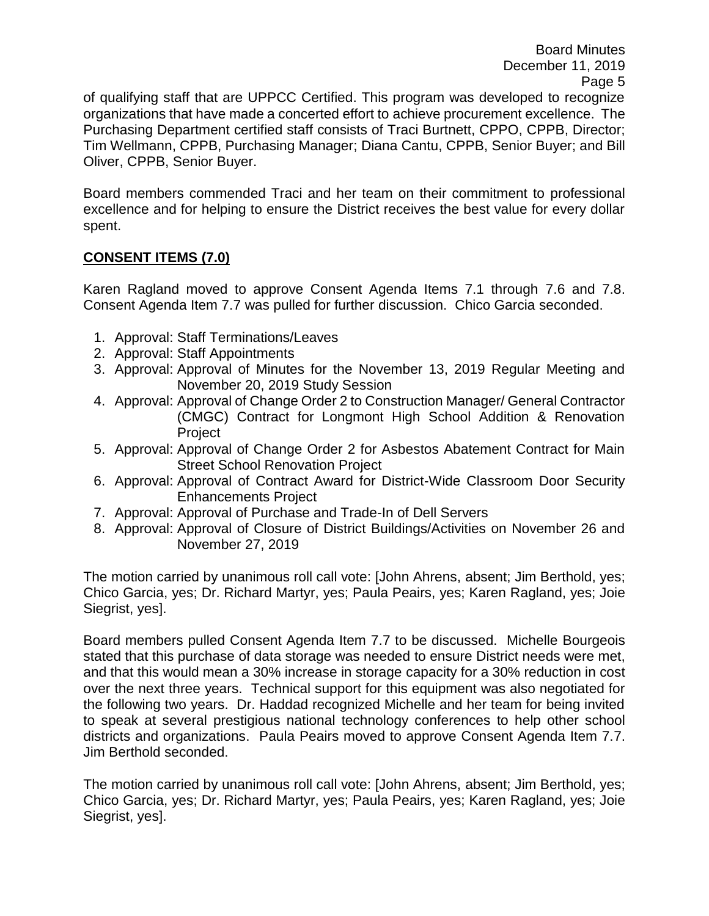of qualifying staff that are UPPCC Certified. This program was developed to recognize organizations that have made a concerted effort to achieve procurement excellence. The Purchasing Department certified staff consists of Traci Burtnett, CPPO, CPPB, Director; Tim Wellmann, CPPB, Purchasing Manager; Diana Cantu, CPPB, Senior Buyer; and Bill Oliver, CPPB, Senior Buyer.

Board members commended Traci and her team on their commitment to professional excellence and for helping to ensure the District receives the best value for every dollar spent.

**CONSENT ITEMS (7.0)**

Karen Ragland moved to approve Consent Agenda Items 7.1 through 7.6 and 7.8. Consent Agenda Item 7.7 was pulled for further discussion. Chico Garcia seconded.

1. Approval: Staff Terminations/Leaves
2. Approval: Staff Appointments
3. Approval: Approval of Minutes for the November 13, 2019 Regular Meeting and November 20, 2019 Study Session
4. Approval: Approval of Change Order 2 to Construction Manager/ General Contractor (CMGC) Contract for Longmont High School Addition & Renovation Project
5. Approval: Approval of Change Order 2 for Asbestos Abatement Contract for Main Street School Renovation Project
6. Approval: Approval of Contract Award for District-Wide Classroom Door Security Enhancements Project
7. Approval: Approval of Purchase and Trade-In of Dell Servers
8. Approval: Approval of Closure of District Buildings/Activities on November 26 and November 27, 2019

The motion carried by unanimous roll call vote: [John Ahrens, absent; Jim Berthold, yes; Chico Garcia, yes; Dr. Richard Martyr, yes; Paula Peairs, yes; Karen Ragland, yes; Joie Siegrist, yes].

Board members pulled Consent Agenda Item 7.7 to be discussed. Michelle Bourgeois stated that this purchase of data storage was needed to ensure District needs were met, and that this would mean a 30% increase in storage capacity for a 30% reduction in cost over the next three years. Technical support for this equipment was also negotiated for the following two years. Dr. Haddad recognized Michelle and her team for being invited to speak at several prestigious national technology conferences to help other school districts and organizations. Paula Peairs moved to approve Consent Agenda Item 7.7. Jim Berthold seconded.

The motion carried by unanimous roll call vote: [John Ahrens, absent; Jim Berthold, yes; Chico Garcia, yes; Dr. Richard Martyr, yes; Paula Peairs, yes; Karen Ragland, yes; Joie Siegrist, yes].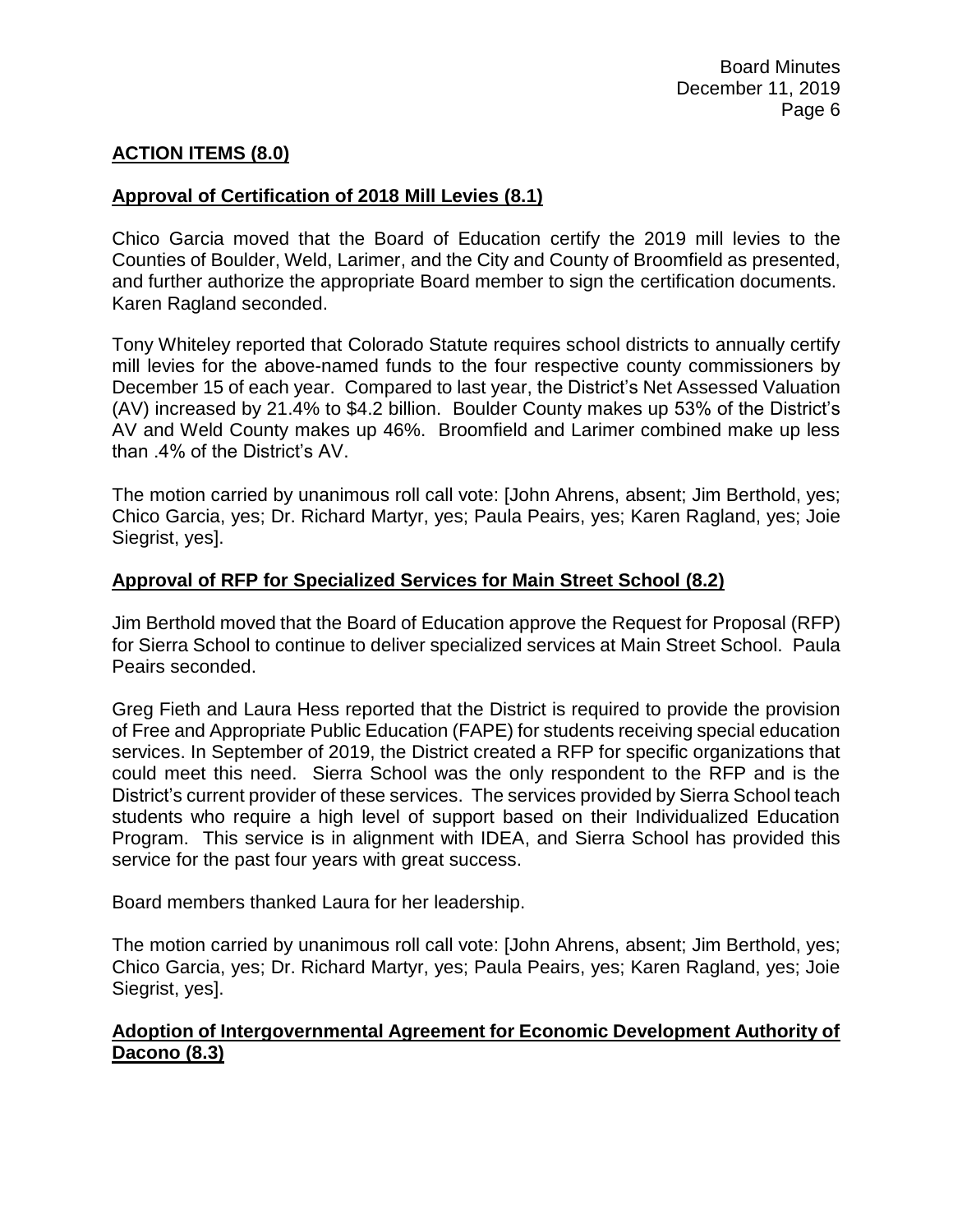## ACTION ITEMS (8.0)

### Approval of Certification of 2018 Mill Levies (8.1)

Chico Garcia moved that the Board of Education certify the 2019 mill levies to the Counties of Boulder, Weld, Larimer, and the City and County of Broomfield as presented, and further authorize the appropriate Board member to sign the certification documents. Karen Ragland seconded.

Tony Whiteley reported that Colorado Statute requires school districts to annually certify mill levies for the above-named funds to the four respective county commissioners by December 15 of each year. Compared to last year, the District's Net Assessed Valuation (AV) increased by 21.4% to $4.2 billion. Boulder County makes up 53% of the District's AV and Weld County makes up 46%. Broomfield and Larimer combined make up less than .4% of the District's AV.

The motion carried by unanimous roll call vote: [John Ahrens, absent; Jim Berthold, yes; Chico Garcia, yes; Dr. Richard Martyr, yes; Paula Peairs, yes; Karen Ragland, yes; Joie Siegrist, yes].

### Approval of RFP for Specialized Services for Main Street School (8.2)

Jim Berthold moved that the Board of Education approve the Request for Proposal (RFP) for Sierra School to continue to deliver specialized services at Main Street School. Paula Peairs seconded.

Greg Fieth and Laura Hess reported that the District is required to provide the provision of Free and Appropriate Public Education (FAPE) for students receiving special education services. In September of 2019, the District created a RFP for specific organizations that could meet this need. Sierra School was the only respondent to the RFP and is the District's current provider of these services. The services provided by Sierra School teach students who require a high level of support based on their Individualized Education Program. This service is in alignment with IDEA, and Sierra School has provided this service for the past four years with great success.

Board members thanked Laura for her leadership.

The motion carried by unanimous roll call vote: [John Ahrens, absent; Jim Berthold, yes; Chico Garcia, yes; Dr. Richard Martyr, yes; Paula Peairs, yes; Karen Ragland, yes; Joie Siegrist, yes].

### Adoption of Intergovernmental Agreement for Economic Development Authority of Dacono (8.3)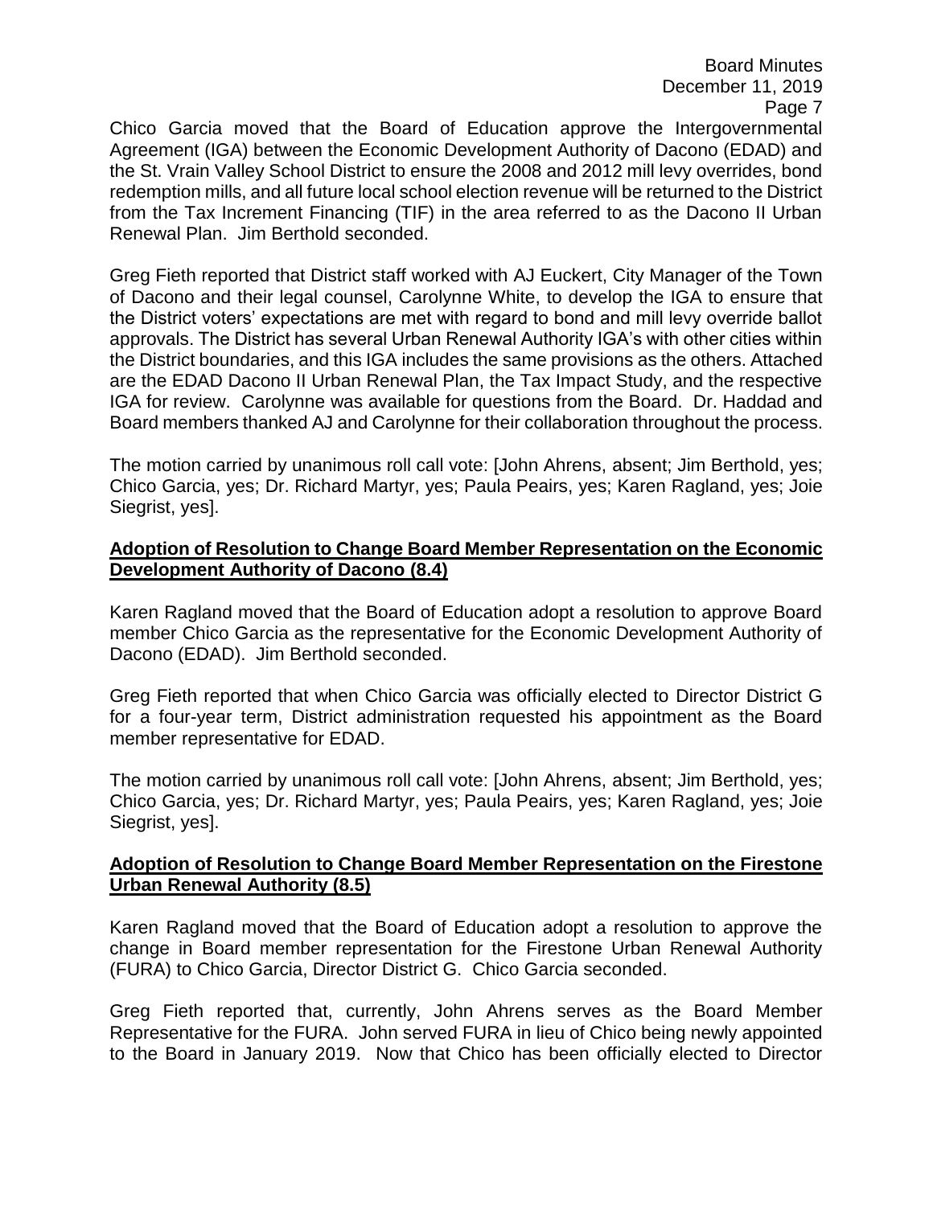Chico Garcia moved that the Board of Education approve the Intergovernmental Agreement (IGA) between the Economic Development Authority of Dacono (EDAD) and the St. Vrain Valley School District to ensure the 2008 and 2012 mill levy overrides, bond redemption mills, and all future local school election revenue will be returned to the District from the Tax Increment Financing (TIF) in the area referred to as the Dacono II Urban Renewal Plan. Jim Berthold seconded.

Greg Fieth reported that District staff worked with AJ Euckert, City Manager of the Town of Dacono and their legal counsel, Carolynne White, to develop the IGA to ensure that the District voters' expectations are met with regard to bond and mill levy override ballot approvals. The District has several Urban Renewal Authority IGA's with other cities within the District boundaries, and this IGA includes the same provisions as the others. Attached are the EDAD Dacono II Urban Renewal Plan, the Tax Impact Study, and the respective IGA for review. Carolynne was available for questions from the Board. Dr. Haddad and Board members thanked AJ and Carolynne for their collaboration throughout the process.

The motion carried by unanimous roll call vote: [John Ahrens, absent; Jim Berthold, yes; Chico Garcia, yes; Dr. Richard Martyr, yes; Paula Peairs, yes; Karen Ragland, yes; Joie Siegrist, yes].

**Adoption of Resolution to Change Board Member Representation on the Economic Development Authority of Dacono (8.4)**

Karen Ragland moved that the Board of Education adopt a resolution to approve Board member Chico Garcia as the representative for the Economic Development Authority of Dacono (EDAD). Jim Berthold seconded.

Greg Fieth reported that when Chico Garcia was officially elected to Director District G for a four-year term, District administration requested his appointment as the Board member representative for EDAD.

The motion carried by unanimous roll call vote: [John Ahrens, absent; Jim Berthold, yes; Chico Garcia, yes; Dr. Richard Martyr, yes; Paula Peairs, yes; Karen Ragland, yes; Joie Siegrist, yes].

**Adoption of Resolution to Change Board Member Representation on the Firestone Urban Renewal Authority (8.5)**

Karen Ragland moved that the Board of Education adopt a resolution to approve the change in Board member representation for the Firestone Urban Renewal Authority (FURA) to Chico Garcia, Director District G. Chico Garcia seconded.

Greg Fieth reported that, currently, John Ahrens serves as the Board Member Representative for the FURA. John served FURA in lieu of Chico being newly appointed to the Board in January 2019. Now that Chico has been officially elected to Director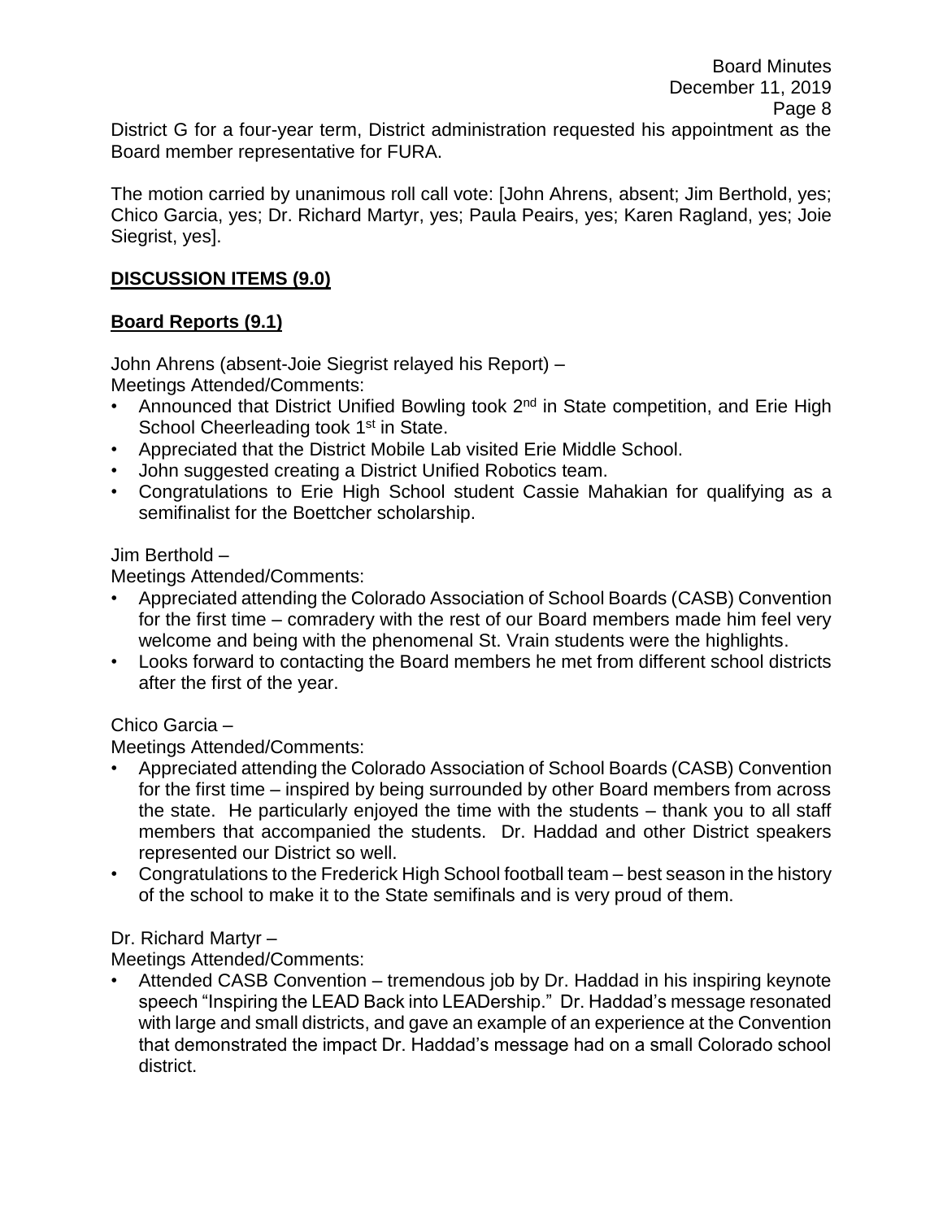District G for a four-year term, District administration requested his appointment as the Board member representative for FURA.

The motion carried by unanimous roll call vote: [John Ahrens, absent; Jim Berthold, yes; Chico Garcia, yes; Dr. Richard Martyr, yes; Paula Peairs, yes; Karen Ragland, yes; Joie Siegrist, yes].

## DISCUSSION ITEMS (9.0)

### Board Reports (9.1)

John Ahrens (absent-Joie Siegrist relayed his Report) –
Meetings Attended/Comments:

- Announced that District Unified Bowling took 2nd in State competition, and Erie High School Cheerleading took 1st in State.
- Appreciated that the District Mobile Lab visited Erie Middle School.
- John suggested creating a District Unified Robotics team.
- Congratulations to Erie High School student Cassie Mahakian for qualifying as a semifinalist for the Boettcher scholarship.

Jim Berthold –
Meetings Attended/Comments:

- Appreciated attending the Colorado Association of School Boards (CASB) Convention for the first time – comradery with the rest of our Board members made him feel very welcome and being with the phenomenal St. Vrain students were the highlights.
- Looks forward to contacting the Board members he met from different school districts after the first of the year.

Chico Garcia –
Meetings Attended/Comments:

- Appreciated attending the Colorado Association of School Boards (CASB) Convention for the first time – inspired by being surrounded by other Board members from across the state. He particularly enjoyed the time with the students – thank you to all staff members that accompanied the students. Dr. Haddad and other District speakers represented our District so well.
- Congratulations to the Frederick High School football team – best season in the history of the school to make it to the State semifinals and is very proud of them.

Dr. Richard Martyr –
Meetings Attended/Comments:

- Attended CASB Convention – tremendous job by Dr. Haddad in his inspiring keynote speech "Inspiring the LEAD Back into LEADership." Dr. Haddad's message resonated with large and small districts, and gave an example of an experience at the Convention that demonstrated the impact Dr. Haddad's message had on a small Colorado school district.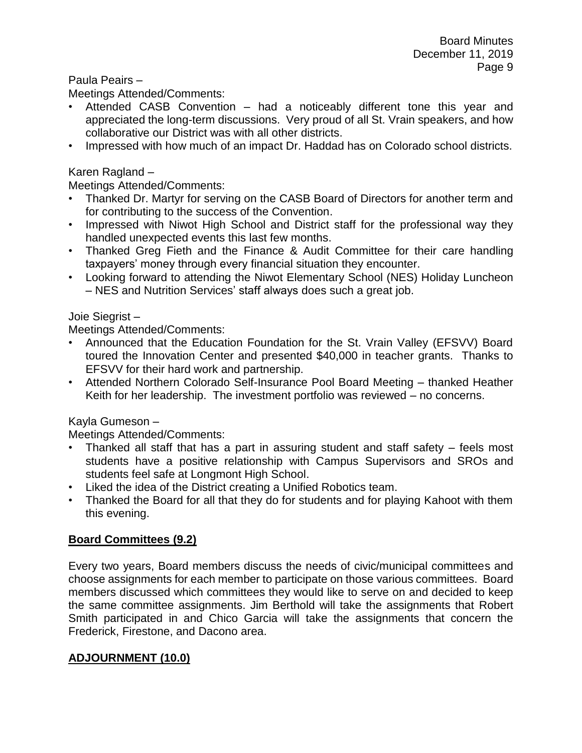Paula Peairs –

Meetings Attended/Comments:

- Attended CASB Convention – had a noticeably different tone this year and appreciated the long-term discussions. Very proud of all St. Vrain speakers, and how collaborative our District was with all other districts.
- Impressed with how much of an impact Dr. Haddad has on Colorado school districts.

Karen Ragland –

Meetings Attended/Comments:

- Thanked Dr. Martyr for serving on the CASB Board of Directors for another term and for contributing to the success of the Convention.
- Impressed with Niwot High School and District staff for the professional way they handled unexpected events this last few months.
- Thanked Greg Fieth and the Finance & Audit Committee for their care handling taxpayers' money through every financial situation they encounter.
- Looking forward to attending the Niwot Elementary School (NES) Holiday Luncheon – NES and Nutrition Services' staff always does such a great job.

Joie Siegrist –

Meetings Attended/Comments:

- Announced that the Education Foundation for the St. Vrain Valley (EFSVV) Board toured the Innovation Center and presented $40,000 in teacher grants. Thanks to EFSVV for their hard work and partnership.
- Attended Northern Colorado Self-Insurance Pool Board Meeting – thanked Heather Keith for her leadership. The investment portfolio was reviewed – no concerns.

Kayla Gumeson –

Meetings Attended/Comments:

- Thanked all staff that has a part in assuring student and staff safety – feels most students have a positive relationship with Campus Supervisors and SROs and students feel safe at Longmont High School.
- Liked the idea of the District creating a Unified Robotics team.
- Thanked the Board for all that they do for students and for playing Kahoot with them this evening.

**Board Committees (9.2)**

Every two years, Board members discuss the needs of civic/municipal committees and choose assignments for each member to participate on those various committees. Board members discussed which committees they would like to serve on and decided to keep the same committee assignments. Jim Berthold will take the assignments that Robert Smith participated in and Chico Garcia will take the assignments that concern the Frederick, Firestone, and Dacono area.

**ADJOURNMENT (10.0)**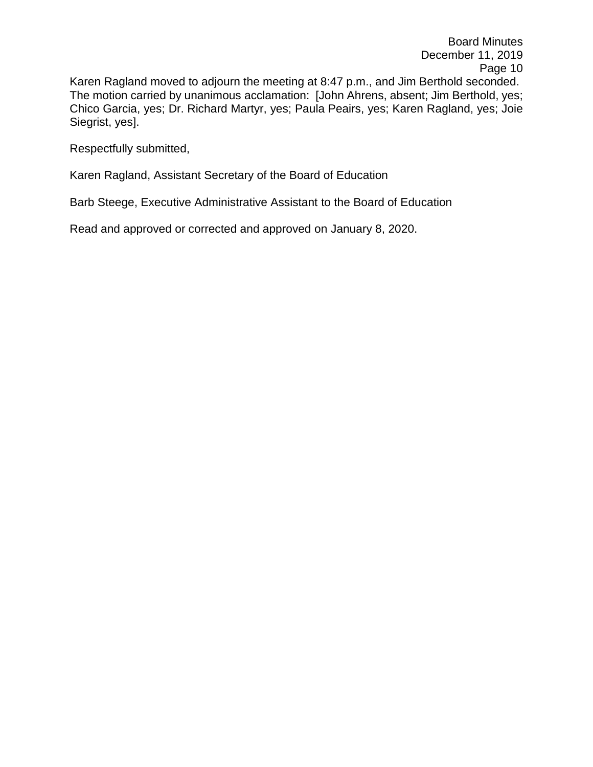Karen Ragland moved to adjourn the meeting at 8:47 p.m., and Jim Berthold seconded. The motion carried by unanimous acclamation: [John Ahrens, absent; Jim Berthold, yes; Chico Garcia, yes; Dr. Richard Martyr, yes; Paula Peairs, yes; Karen Ragland, yes; Joie Siegrist, yes].

Respectfully submitted,

Karen Ragland, Assistant Secretary of the Board of Education

Barb Steege, Executive Administrative Assistant to the Board of Education

Read and approved or corrected and approved on January 8, 2020.